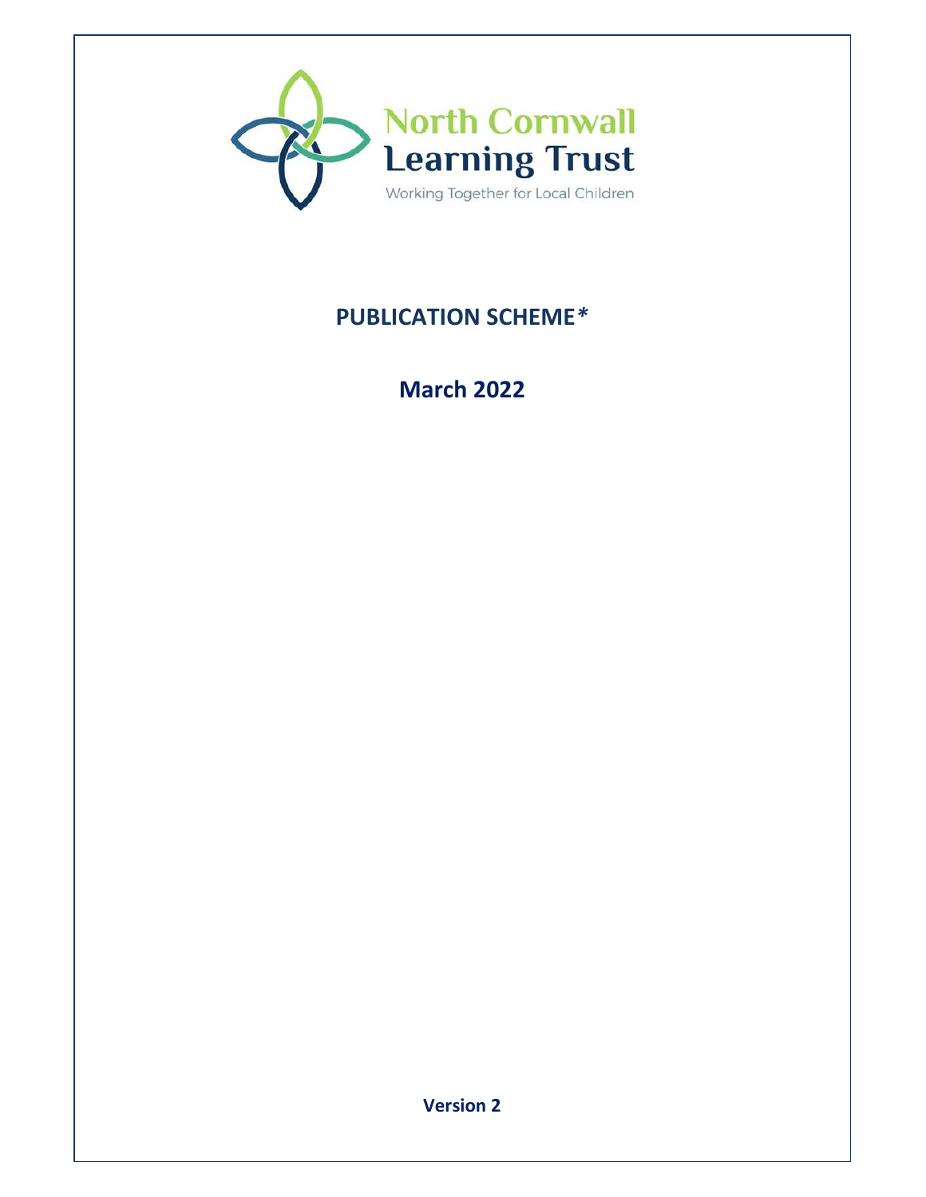North Cornwall Learning Trust

Working Together for Local Children

# PUBLICATION SCHEME*

## March 2022

**Version 2**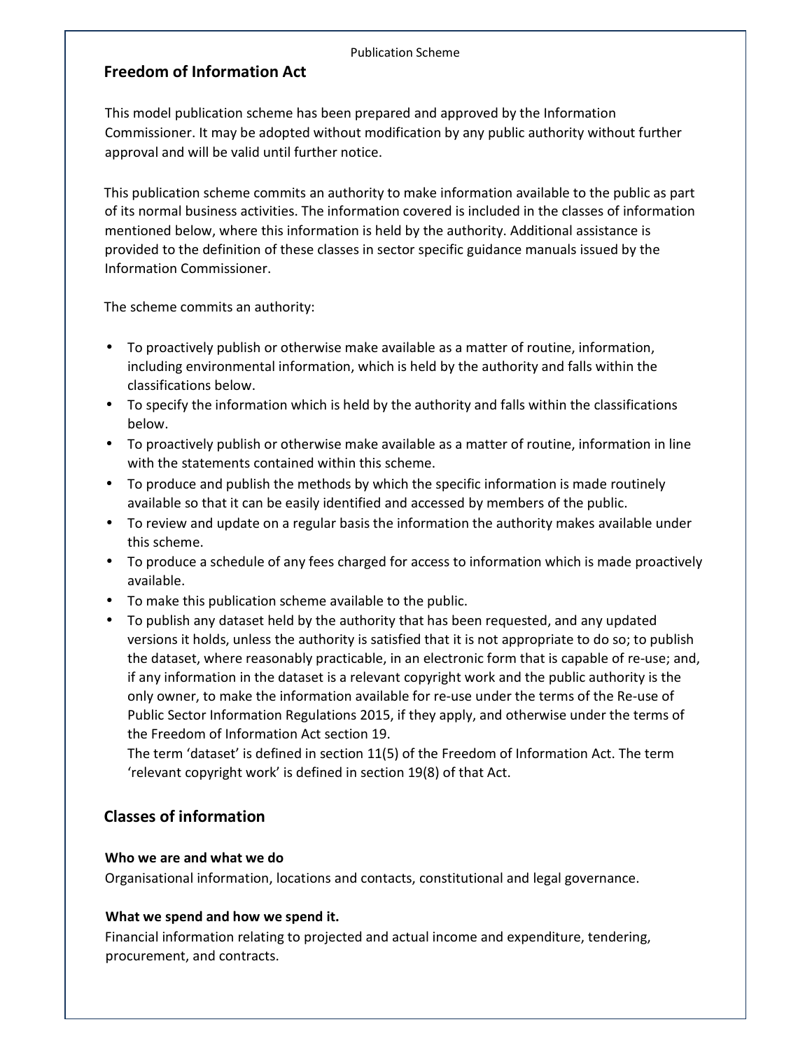Publication Scheme

## Freedom of Information Act

This model publication scheme has been prepared and approved by the Information Commissioner. It may be adopted without modification by any public authority without further approval and will be valid until further notice.

This publication scheme commits an authority to make information available to the public as part of its normal business activities. The information covered is included in the classes of information mentioned below, where this information is held by the authority. Additional assistance is provided to the definition of these classes in sector specific guidance manuals issued by the Information Commissioner.

The scheme commits an authority:

- To proactively publish or otherwise make available as a matter of routine, information, including environmental information, which is held by the authority and falls within the classifications below.
- To specify the information which is held by the authority and falls within the classifications below.
- To proactively publish or otherwise make available as a matter of routine, information in line with the statements contained within this scheme.
- To produce and publish the methods by which the specific information is made routinely available so that it can be easily identified and accessed by members of the public.
- To review and update on a regular basis the information the authority makes available under this scheme.
- To produce a schedule of any fees charged for access to information which is made proactively available.
- To make this publication scheme available to the public.
- To publish any dataset held by the authority that has been requested, and any updated versions it holds, unless the authority is satisfied that it is not appropriate to do so; to publish the dataset, where reasonably practicable, in an electronic form that is capable of re-use; and, if any information in the dataset is a relevant copyright work and the public authority is the only owner, to make the information available for re-use under the terms of the Re-use of Public Sector Information Regulations 2015, if they apply, and otherwise under the terms of the Freedom of Information Act section 19.
  The term 'dataset' is defined in section 11(5) of the Freedom of Information Act. The term 'relevant copyright work' is defined in section 19(8) of that Act.

## Classes of information

**Who we are and what we do**
Organisational information, locations and contacts, constitutional and legal governance.

**What we spend and how we spend it.**
Financial information relating to projected and actual income and expenditure, tendering, procurement, and contracts.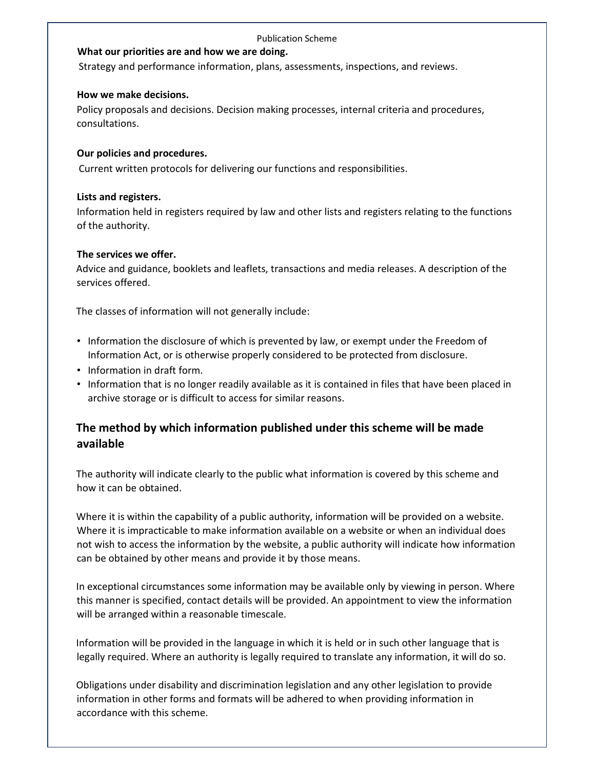**What our priorities are and how we are doing.**

Strategy and performance information, plans, assessments, inspections, and reviews.

**How we make decisions.**

Policy proposals and decisions. Decision making processes, internal criteria and procedures, consultations.

**Our policies and procedures.**

Current written protocols for delivering our functions and responsibilities.

**Lists and registers.**

Information held in registers required by law and other lists and registers relating to the functions of the authority.

**The services we offer.**

Advice and guidance, booklets and leaflets, transactions and media releases. A description of the services offered.

The classes of information will not generally include:

- Information the disclosure of which is prevented by law, or exempt under the Freedom of Information Act, or is otherwise properly considered to be protected from disclosure.
- Information in draft form.
- Information that is no longer readily available as it is contained in files that have been placed in archive storage or is difficult to access for similar reasons.

## The method by which information published under this scheme will be made available

The authority will indicate clearly to the public what information is covered by this scheme and how it can be obtained.

Where it is within the capability of a public authority, information will be provided on a website. Where it is impracticable to make information available on a website or when an individual does not wish to access the information by the website, a public authority will indicate how information can be obtained by other means and provide it by those means.

In exceptional circumstances some information may be available only by viewing in person. Where this manner is specified, contact details will be provided. An appointment to view the information will be arranged within a reasonable timescale.

Information will be provided in the language in which it is held or in such other language that is legally required. Where an authority is legally required to translate any information, it will do so.

Obligations under disability and discrimination legislation and any other legislation to provide information in other forms and formats will be adhered to when providing information in accordance with this scheme.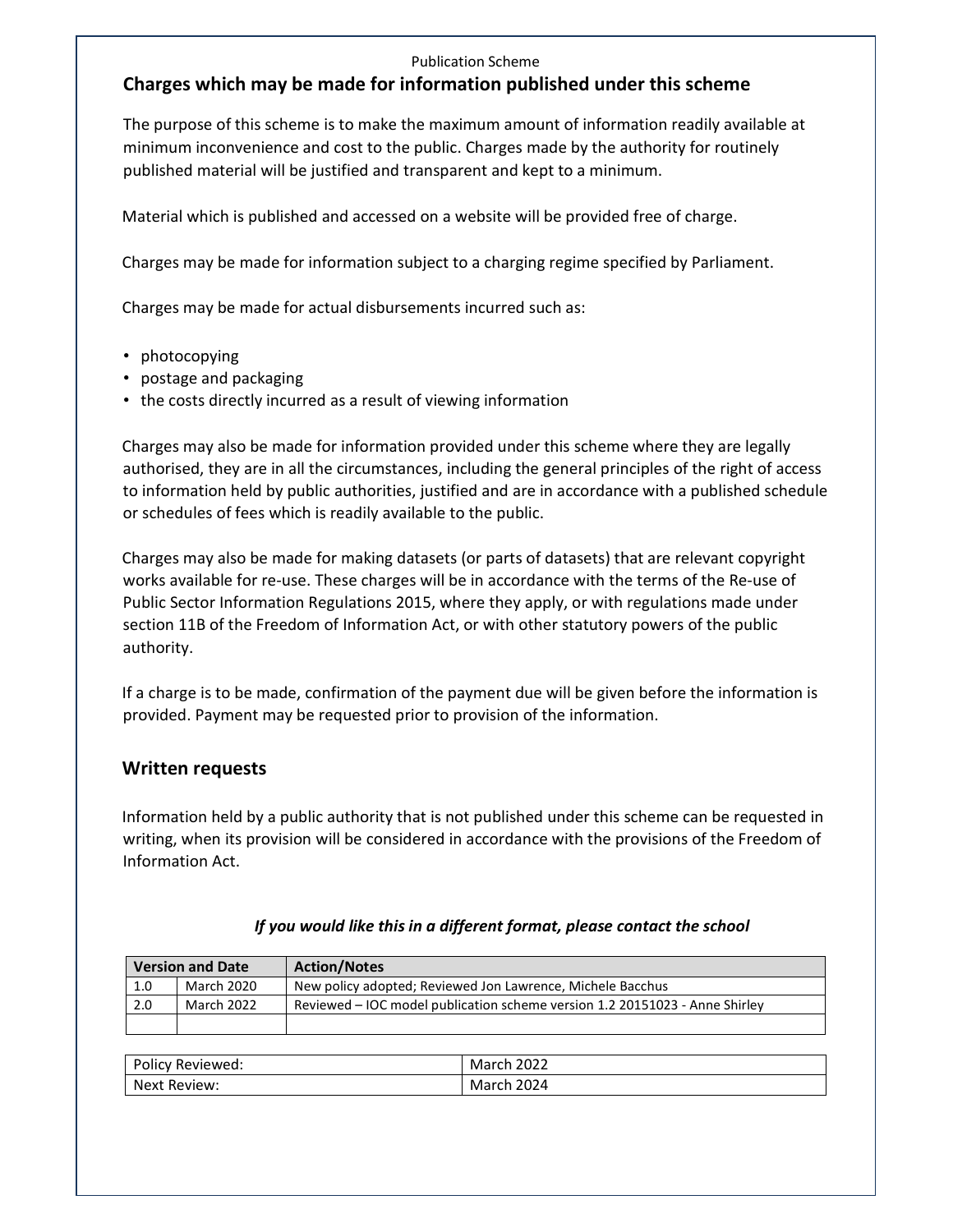## Charges which may be made for information published under this scheme

The purpose of this scheme is to make the maximum amount of information readily available at minimum inconvenience and cost to the public. Charges made by the authority for routinely published material will be justified and transparent and kept to a minimum.

Material which is published and accessed on a website will be provided free of charge.

Charges may be made for information subject to a charging regime specified by Parliament.

Charges may be made for actual disbursements incurred such as:

- photocopying
- postage and packaging
- the costs directly incurred as a result of viewing information

Charges may also be made for information provided under this scheme where they are legally authorised, they are in all the circumstances, including the general principles of the right of access to information held by public authorities, justified and are in accordance with a published schedule or schedules of fees which is readily available to the public.

Charges may also be made for making datasets (or parts of datasets) that are relevant copyright works available for re-use. These charges will be in accordance with the terms of the Re-use of Public Sector Information Regulations 2015, where they apply, or with regulations made under section 11B of the Freedom of Information Act, or with other statutory powers of the public authority.

If a charge is to be made, confirmation of the payment due will be given before the information is provided. Payment may be requested prior to provision of the information.

## Written requests

Information held by a public authority that is not published under this scheme can be requested in writing, when its provision will be considered in accordance with the provisions of the Freedom of Information Act.

***If you would like this in a different format, please contact the school***

| Version and Date | | Action/Notes |
|---|---|---|
| 1.0 | March 2020 | New policy adopted; Reviewed Jon Lawrence, Michele Bacchus |
| 2.0 | March 2022 | Reviewed – IOC model publication scheme version 1.2 20151023 - Anne Shirley |
| | | |

| | |
|---|---|
| Policy Reviewed: | March 2022 |
| Next Review: | March 2024 |